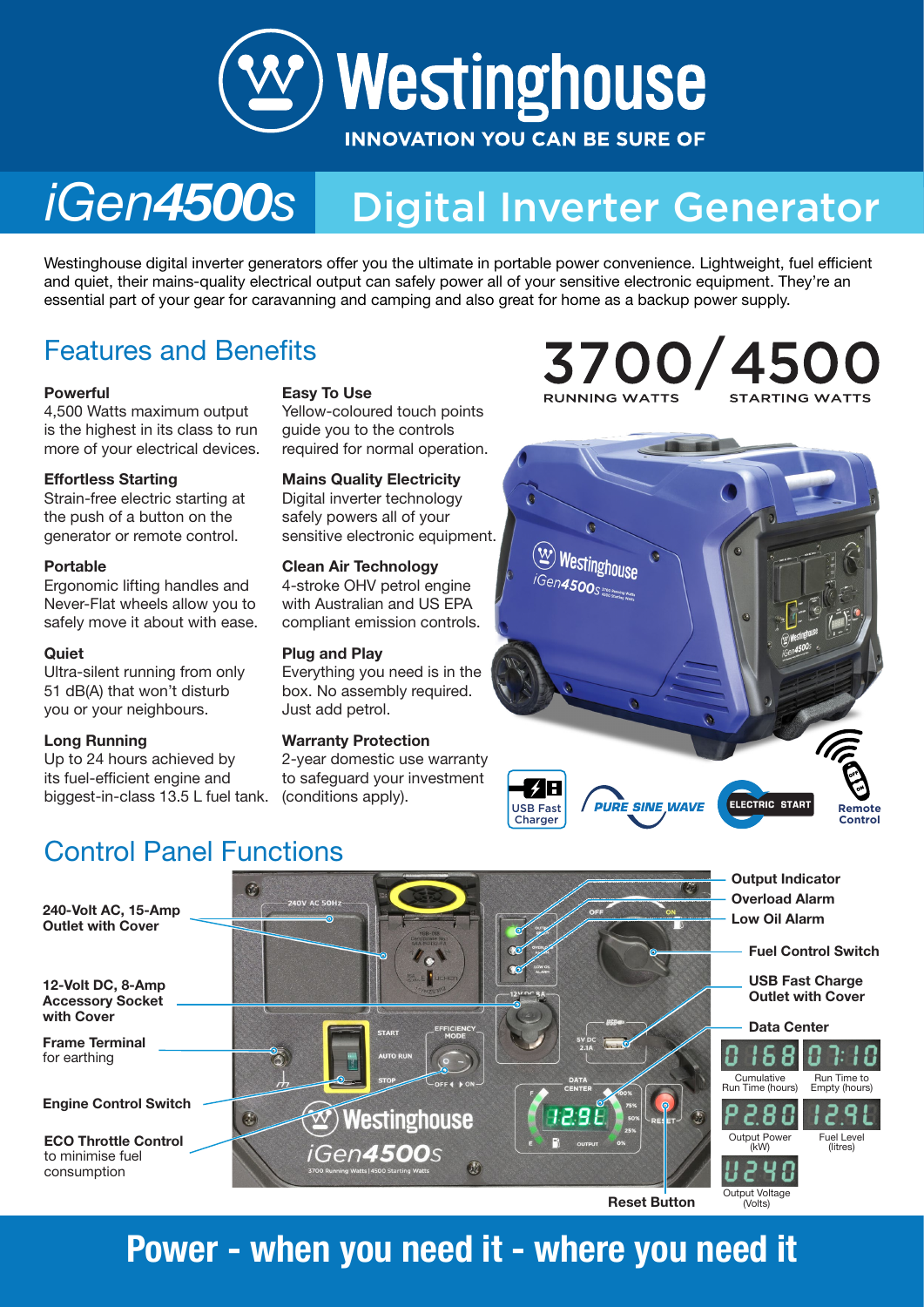# Westinghouse

INNOVATION YOU CAN BE SURE OF

# *iGen4500s* Digital Inverter Generator

Westinghouse digital inverter generators offer you the ultimate in portable power convenience. Lightweight, fuel efficient and quiet, their mains-quality electrical output can safely power all of your sensitive electronic equipment. They're an essential part of your gear for caravanning and camping and also great for home as a backup power supply.

## Features and Benefits

**Powerful**
4,500 Watts maximum output is the highest in its class to run more of your electrical devices.

**Effortless Starting**
Strain-free electric starting at the push of a button on the generator or remote control.

**Portable**
Ergonomic lifting handles and Never-Flat wheels allow you to safely move it about with ease.

**Quiet**
Ultra-silent running from only 51 dB(A) that won't disturb you or your neighbours.

**Long Running**
Up to 24 hours achieved by its fuel-efficient engine and biggest-in-class 13.5 L fuel tank.

**Easy To Use**
Yellow-coloured touch points guide you to the controls required for normal operation.

**Mains Quality Electricity**
Digital inverter technology safely powers all of your sensitive electronic equipment.

**Clean Air Technology**
4-stroke OHV petrol engine with Australian and US EPA compliant emission controls.

**Plug and Play**
Everything you need is in the box. No assembly required. Just add petrol.

**Warranty Protection**
2-year domestic use warranty to safeguard your investment (conditions apply).

**3700 / 4500**
RUNNING WATTS / STARTING WATTS

USB Fast Charger | PURE SINE WAVE | ELECTRIC START | Remote Control

## Control Panel Functions

- **240-Volt AC, 15-Amp Outlet with Cover**
- **12-Volt DC, 8-Amp Accessory Socket with Cover**
- **Frame Terminal** for earthing
- **Engine Control Switch**
- **ECO Throttle Control** to minimise fuel consumption
- **Output Indicator**
- **Overload Alarm**
- **Low Oil Alarm**
- **Fuel Control Switch**
- **USB Fast Charge Outlet with Cover**
- **Data Center**
  - Cumulative Run Time (hours)
  - Run Time to Empty (hours)
  - Output Power (kW)
  - Fuel Level (litres)
  - Output Voltage (Volts)
- **Reset Button**

# Power - when you need it - where you need it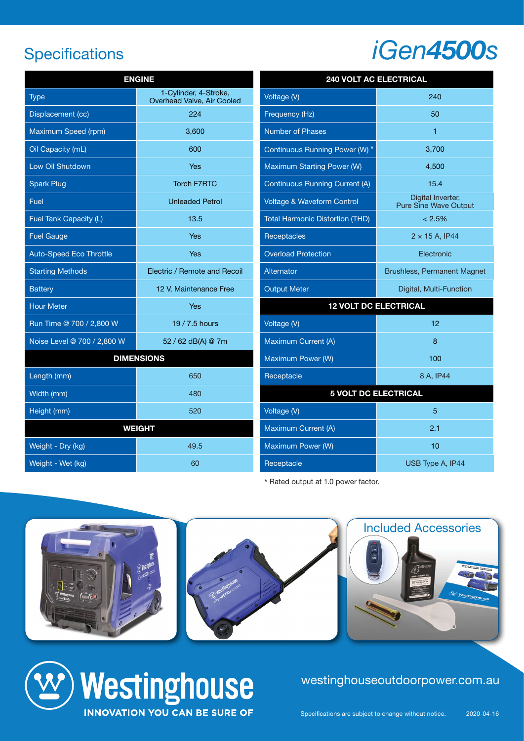# Specifications

# iGen4500s

| ENGINE | |
|---|---|
| Type | 1-Cylinder, 4-Stroke, Overhead Valve, Air Cooled |
| Displacement (cc) | 224 |
| Maximum Speed (rpm) | 3,600 |
| Oil Capacity (mL) | 600 |
| Low Oil Shutdown | Yes |
| Spark Plug | Torch F7RTC |
| Fuel | Unleaded Petrol |
| Fuel Tank Capacity (L) | 13.5 |
| Fuel Gauge | Yes |
| Auto-Speed Eco Throttle | Yes |
| Starting Methods | Electric / Remote and Recoil |
| Battery | 12 V, Maintenance Free |
| Hour Meter | Yes |
| Run Time @ 700 / 2,800 W | 19 / 7.5 hours |
| Noise Level @ 700 / 2,800 W | 52 / 62 dB(A) @ 7m |
| **DIMENSIONS** | |
| Length (mm) | 650 |
| Width (mm) | 480 |
| Height (mm) | 520 |
| **WEIGHT** | |
| Weight - Dry (kg) | 49.5 |
| Weight - Wet (kg) | 60 |

| 240 VOLT AC ELECTRICAL | |
|---|---|
| Voltage (V) | 240 |
| Frequency (Hz) | 50 |
| Number of Phases | 1 |
| Continuous Running Power (W) * | 3,700 |
| Maximum Starting Power (W) | 4,500 |
| Continuous Running Current (A) | 15.4 |
| Voltage & Waveform Control | Digital Inverter, Pure Sine Wave Output |
| Total Harmonic Distortion (THD) | < 2.5% |
| Receptacles | 2 × 15 A, IP44 |
| Overload Protection | Electronic |
| Alternator | Brushless, Permanent Magnet |
| Output Meter | Digital, Multi-Function |
| **12 VOLT DC ELECTRICAL** | |
| Voltage (V) | 12 |
| Maximum Current (A) | 8 |
| Maximum Power (W) | 100 |
| Receptacle | 8 A, IP44 |
| **5 VOLT DC ELECTRICAL** | |
| Voltage (V) | 5 |
| Maximum Current (A) | 2.1 |
| Maximum Power (W) | 10 |
| Receptacle | USB Type A, IP44 |

* Rated output at 1.0 power factor.

## Included Accessories

**Westinghouse**
INNOVATION YOU CAN BE SURE OF

westinghouseoutdoorpower.com.au

Specifications are subject to change without notice. 2020-04-16